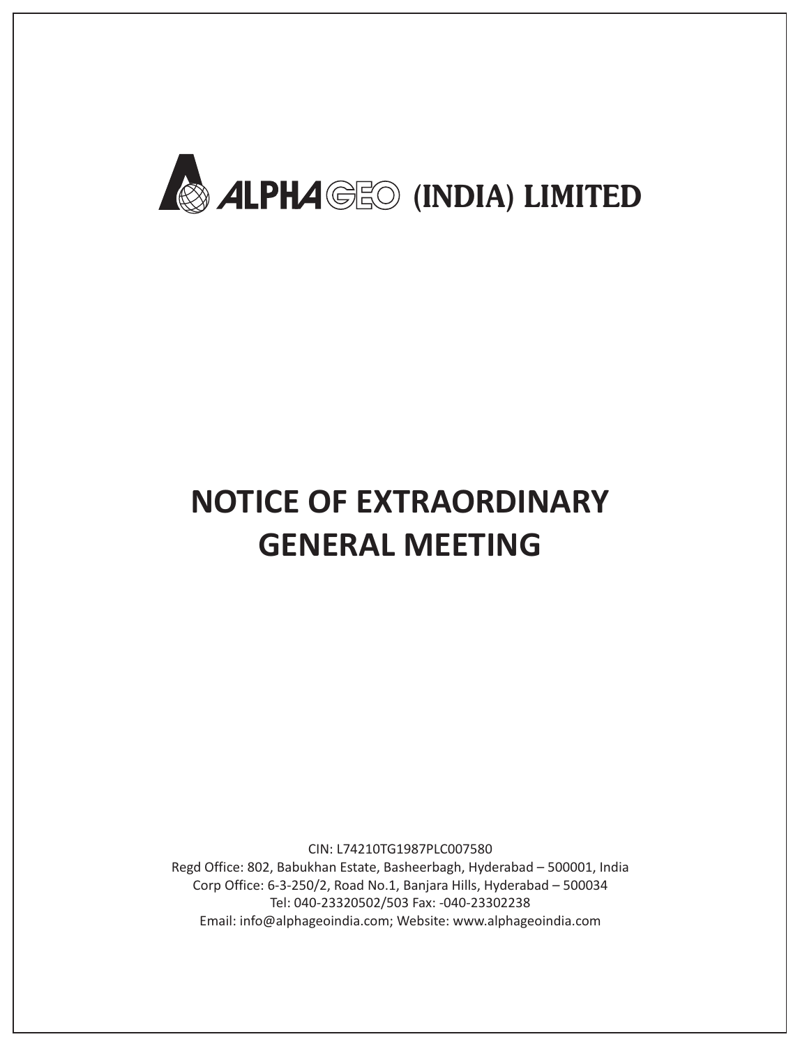# ALPHAGEO (INDIA) LIMITED

# NOTICE OF EXTRAORDINARY GENERAL MEETING

CIN: L74210TG1987PLC007580

Regd Office: 802, Babukhan Estate, Basheerbagh, Hyderabad – 500001, India

Corp Office: 6-3-250/2, Road No.1, Banjara Hills, Hyderabad – 500034

Tel: 040-23320502/503 Fax: -040-23302238

Email: info@alphageoindia.com; Website: www.alphageoindia.com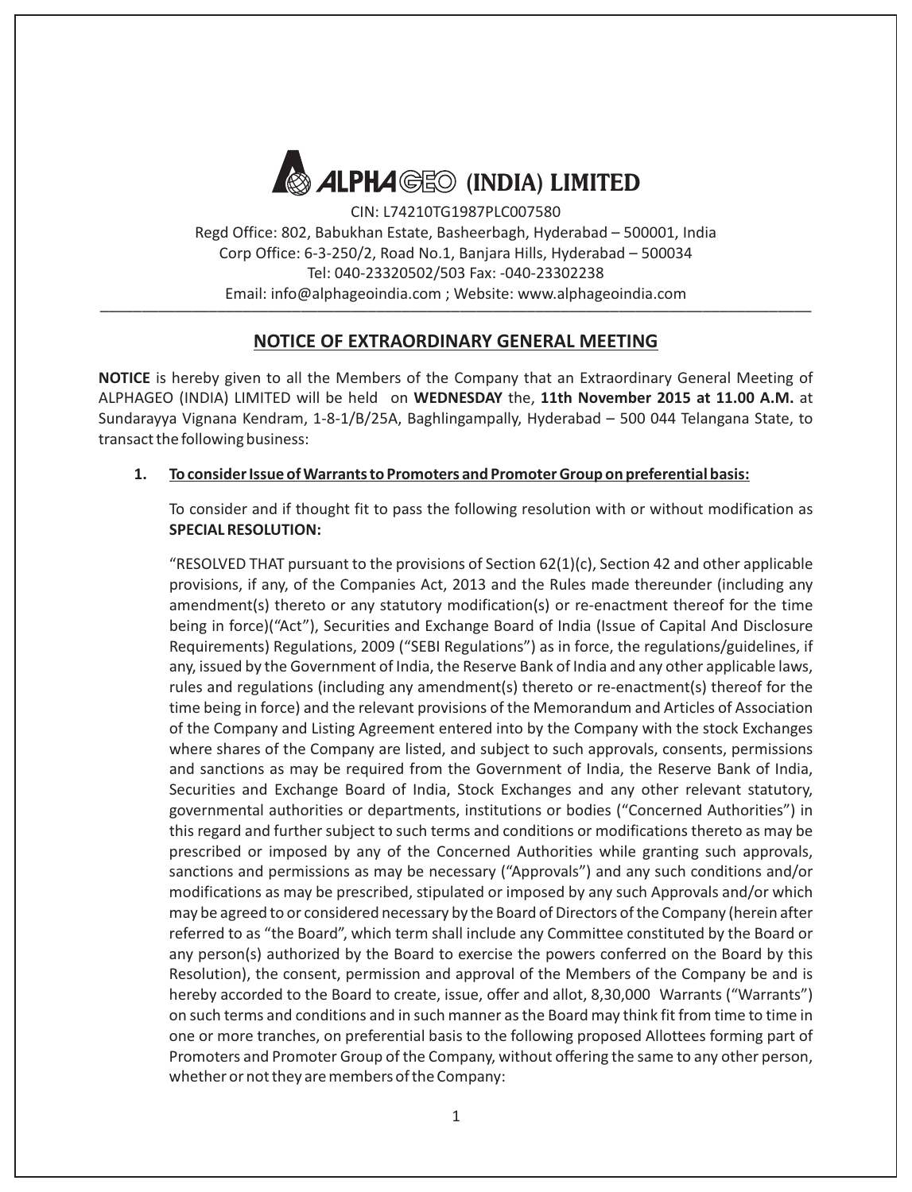# ALPHAGEO (INDIA) LIMITED

CIN: L74210TG1987PLC007580
Regd Office: 802, Babukhan Estate, Basheerbagh, Hyderabad – 500001, India
Corp Office: 6-3-250/2, Road No.1, Banjara Hills, Hyderabad – 500034
Tel: 040-23320502/503 Fax: -040-23302238
Email: info@alphageoindia.com ; Website: www.alphageoindia.com

## NOTICE OF EXTRAORDINARY GENERAL MEETING

**NOTICE** is hereby given to all the Members of the Company that an Extraordinary General Meeting of ALPHAGEO (INDIA) LIMITED will be held on **WEDNESDAY** the, **11th November 2015 at 11.00 A.M.** at Sundarayya Vignana Kendram, 1-8-1/B/25A, Baghlingampally, Hyderabad – 500 044 Telangana State, to transact the following business:

1. **To consider Issue of Warrants to Promoters and Promoter Group on preferential basis:**

   To consider and if thought fit to pass the following resolution with or without modification as **SPECIAL RESOLUTION:**

   "RESOLVED THAT pursuant to the provisions of Section 62(1)(c), Section 42 and other applicable provisions, if any, of the Companies Act, 2013 and the Rules made thereunder (including any amendment(s) thereto or any statutory modification(s) or re-enactment thereof for the time being in force)("Act"), Securities and Exchange Board of India (Issue of Capital And Disclosure Requirements) Regulations, 2009 ("SEBI Regulations") as in force, the regulations/guidelines, if any, issued by the Government of India, the Reserve Bank of India and any other applicable laws, rules and regulations (including any amendment(s) thereto or re-enactment(s) thereof for the time being in force) and the relevant provisions of the Memorandum and Articles of Association of the Company and Listing Agreement entered into by the Company with the stock Exchanges where shares of the Company are listed, and subject to such approvals, consents, permissions and sanctions as may be required from the Government of India, the Reserve Bank of India, Securities and Exchange Board of India, Stock Exchanges and any other relevant statutory, governmental authorities or departments, institutions or bodies ("Concerned Authorities") in this regard and further subject to such terms and conditions or modifications thereto as may be prescribed or imposed by any of the Concerned Authorities while granting such approvals, sanctions and permissions as may be necessary ("Approvals") and any such conditions and/or modifications as may be prescribed, stipulated or imposed by any such Approvals and/or which may be agreed to or considered necessary by the Board of Directors of the Company (herein after referred to as "the Board", which term shall include any Committee constituted by the Board or any person(s) authorized by the Board to exercise the powers conferred on the Board by this Resolution), the consent, permission and approval of the Members of the Company be and is hereby accorded to the Board to create, issue, offer and allot, 8,30,000 Warrants ("Warrants") on such terms and conditions and in such manner as the Board may think fit from time to time in one or more tranches, on preferential basis to the following proposed Allottees forming part of Promoters and Promoter Group of the Company, without offering the same to any other person, whether or not they are members of the Company: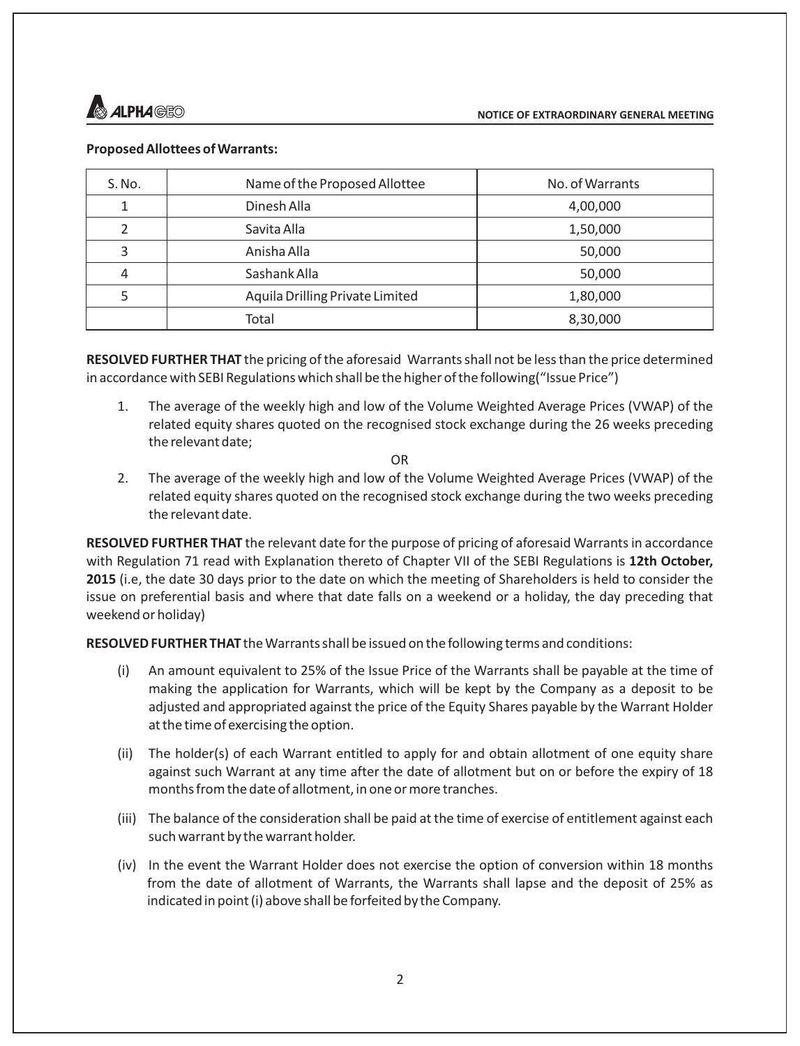**Proposed Allottees of Warrants:**

| S. No. | Name of the Proposed Allottee | No. of Warrants |
|---|---|---|
| 1 | Dinesh Alla | 4,00,000 |
| 2 | Savita Alla | 1,50,000 |
| 3 | Anisha Alla | 50,000 |
| 4 | Sashank Alla | 50,000 |
| 5 | Aquila Drilling Private Limited | 1,80,000 |
| | Total | 8,30,000 |

**RESOLVED FURTHER THAT** the pricing of the aforesaid Warrants shall not be less than the price determined in accordance with SEBI Regulations which shall be the higher of the following("Issue Price")

1. The average of the weekly high and low of the Volume Weighted Average Prices (VWAP) of the related equity shares quoted on the recognised stock exchange during the 26 weeks preceding the relevant date;

   OR

2. The average of the weekly high and low of the Volume Weighted Average Prices (VWAP) of the related equity shares quoted on the recognised stock exchange during the two weeks preceding the relevant date.

**RESOLVED FURTHER THAT** the relevant date for the purpose of pricing of aforesaid Warrants in accordance with Regulation 71 read with Explanation thereto of Chapter VII of the SEBI Regulations is **12th October, 2015** (i.e, the date 30 days prior to the date on which the meeting of Shareholders is held to consider the issue on preferential basis and where that date falls on a weekend or a holiday, the day preceding that weekend or holiday)

**RESOLVED FURTHER THAT** the Warrants shall be issued on the following terms and conditions:

(i) An amount equivalent to 25% of the Issue Price of the Warrants shall be payable at the time of making the application for Warrants, which will be kept by the Company as a deposit to be adjusted and appropriated against the price of the Equity Shares payable by the Warrant Holder at the time of exercising the option.

(ii) The holder(s) of each Warrant entitled to apply for and obtain allotment of one equity share against such Warrant at any time after the date of allotment but on or before the expiry of 18 months from the date of allotment, in one or more tranches.

(iii) The balance of the consideration shall be paid at the time of exercise of entitlement against each such warrant by the warrant holder.

(iv) In the event the Warrant Holder does not exercise the option of conversion within 18 months from the date of allotment of Warrants, the Warrants shall lapse and the deposit of 25% as indicated in point (i) above shall be forfeited by the Company.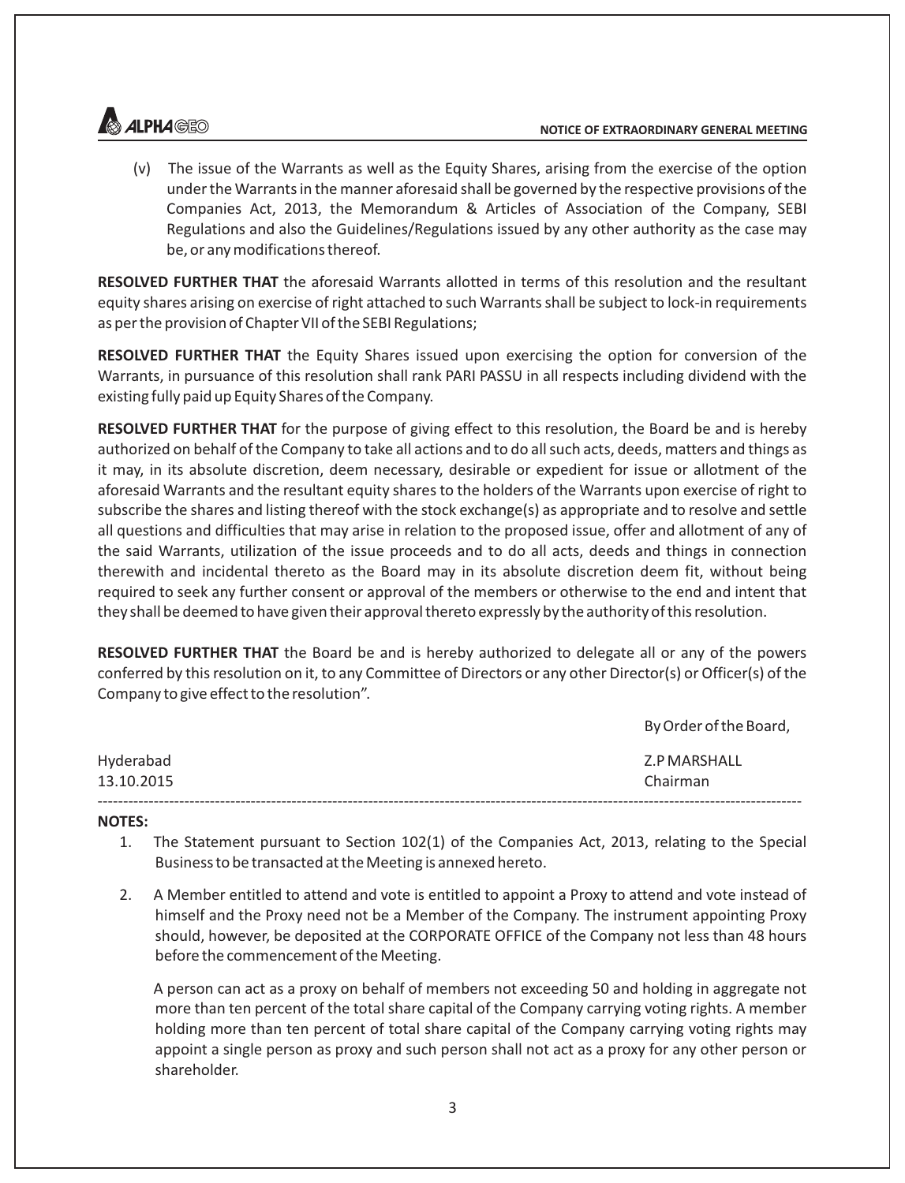(v) The issue of the Warrants as well as the Equity Shares, arising from the exercise of the option under the Warrants in the manner aforesaid shall be governed by the respective provisions of the Companies Act, 2013, the Memorandum & Articles of Association of the Company, SEBI Regulations and also the Guidelines/Regulations issued by any other authority as the case may be, or any modifications thereof.

**RESOLVED FURTHER THAT** the aforesaid Warrants allotted in terms of this resolution and the resultant equity shares arising on exercise of right attached to such Warrants shall be subject to lock-in requirements as per the provision of Chapter VII of the SEBI Regulations;

**RESOLVED FURTHER THAT** the Equity Shares issued upon exercising the option for conversion of the Warrants, in pursuance of this resolution shall rank PARI PASSU in all respects including dividend with the existing fully paid up Equity Shares of the Company.

**RESOLVED FURTHER THAT** for the purpose of giving effect to this resolution, the Board be and is hereby authorized on behalf of the Company to take all actions and to do all such acts, deeds, matters and things as it may, in its absolute discretion, deem necessary, desirable or expedient for issue or allotment of the aforesaid Warrants and the resultant equity shares to the holders of the Warrants upon exercise of right to subscribe the shares and listing thereof with the stock exchange(s) as appropriate and to resolve and settle all questions and difficulties that may arise in relation to the proposed issue, offer and allotment of any of the said Warrants, utilization of the issue proceeds and to do all acts, deeds and things in connection therewith and incidental thereto as the Board may in its absolute discretion deem fit, without being required to seek any further consent or approval of the members or otherwise to the end and intent that they shall be deemed to have given their approval thereto expressly by the authority of this resolution.

**RESOLVED FURTHER THAT** the Board be and is hereby authorized to delegate all or any of the powers conferred by this resolution on it, to any Committee of Directors or any other Director(s) or Officer(s) of the Company to give effect to the resolution".

By Order of the Board,

Hyderabad
13.10.2015

Z.P MARSHALL
Chairman

---

**NOTES:**

1. The Statement pursuant to Section 102(1) of the Companies Act, 2013, relating to the Special Business to be transacted at the Meeting is annexed hereto.

2. A Member entitled to attend and vote is entitled to appoint a Proxy to attend and vote instead of himself and the Proxy need not be a Member of the Company. The instrument appointing Proxy should, however, be deposited at the CORPORATE OFFICE of the Company not less than 48 hours before the commencement of the Meeting.

   A person can act as a proxy on behalf of members not exceeding 50 and holding in aggregate not more than ten percent of the total share capital of the Company carrying voting rights. A member holding more than ten percent of total share capital of the Company carrying voting rights may appoint a single person as proxy and such person shall not act as a proxy for any other person or shareholder.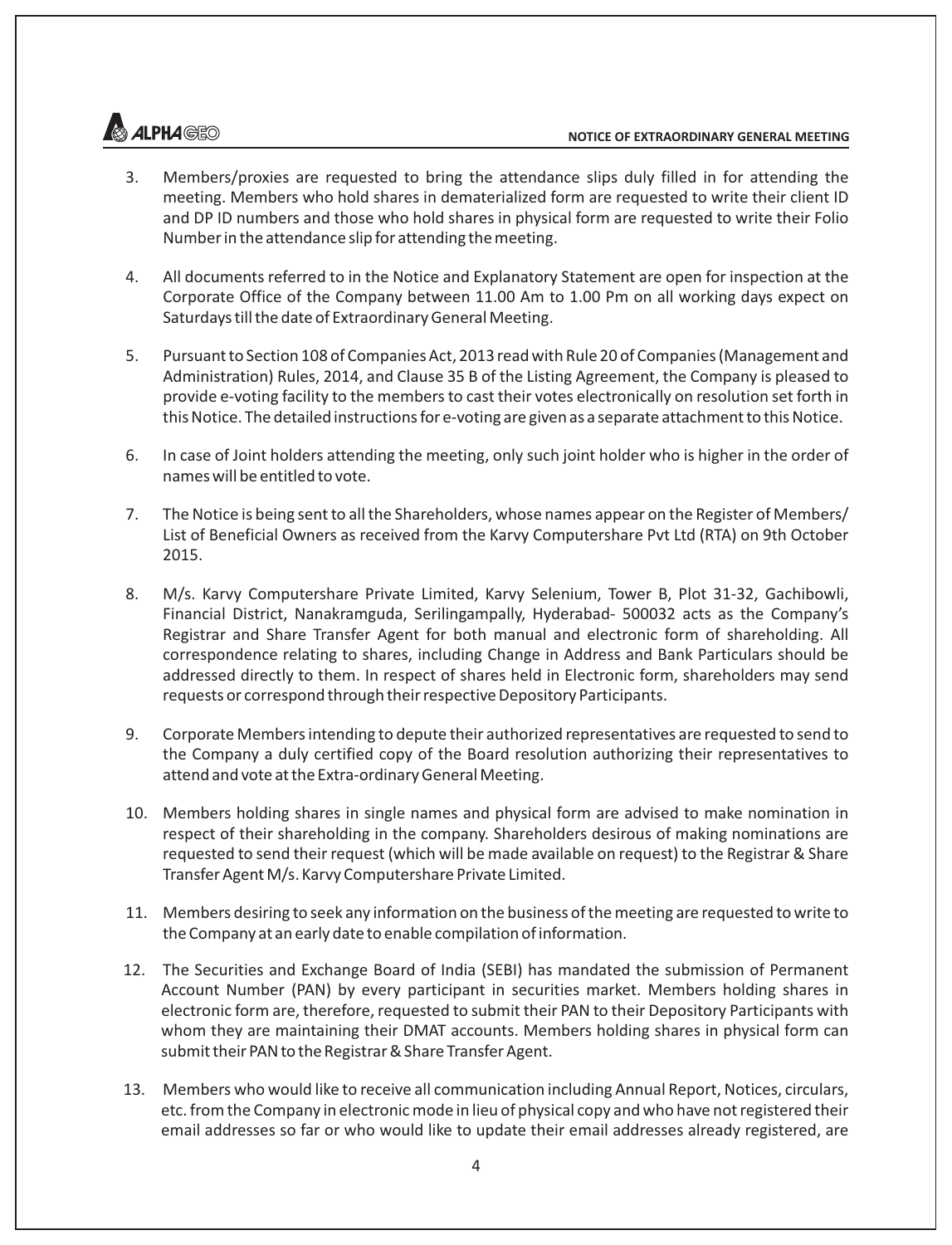3. Members/proxies are requested to bring the attendance slips duly filled in for attending the meeting. Members who hold shares in dematerialized form are requested to write their client ID and DP ID numbers and those who hold shares in physical form are requested to write their Folio Number in the attendance slip for attending the meeting.

4. All documents referred to in the Notice and Explanatory Statement are open for inspection at the Corporate Office of the Company between 11.00 Am to 1.00 Pm on all working days expect on Saturdays till the date of Extraordinary General Meeting.

5. Pursuant to Section 108 of Companies Act, 2013 read with Rule 20 of Companies (Management and Administration) Rules, 2014, and Clause 35 B of the Listing Agreement, the Company is pleased to provide e-voting facility to the members to cast their votes electronically on resolution set forth in this Notice. The detailed instructions for e-voting are given as a separate attachment to this Notice.

6. In case of Joint holders attending the meeting, only such joint holder who is higher in the order of names will be entitled to vote.

7. The Notice is being sent to all the Shareholders, whose names appear on the Register of Members/ List of Beneficial Owners as received from the Karvy Computershare Pvt Ltd (RTA) on 9th October 2015.

8. M/s. Karvy Computershare Private Limited, Karvy Selenium, Tower B, Plot 31-32, Gachibowli, Financial District, Nanakramguda, Serilingampally, Hyderabad- 500032 acts as the Company's Registrar and Share Transfer Agent for both manual and electronic form of shareholding. All correspondence relating to shares, including Change in Address and Bank Particulars should be addressed directly to them. In respect of shares held in Electronic form, shareholders may send requests or correspond through their respective Depository Participants.

9. Corporate Members intending to depute their authorized representatives are requested to send to the Company a duly certified copy of the Board resolution authorizing their representatives to attend and vote at the Extra-ordinary General Meeting.

10. Members holding shares in single names and physical form are advised to make nomination in respect of their shareholding in the company. Shareholders desirous of making nominations are requested to send their request (which will be made available on request) to the Registrar & Share Transfer Agent M/s. Karvy Computershare Private Limited.

11. Members desiring to seek any information on the business of the meeting are requested to write to the Company at an early date to enable compilation of information.

12. The Securities and Exchange Board of India (SEBI) has mandated the submission of Permanent Account Number (PAN) by every participant in securities market. Members holding shares in electronic form are, therefore, requested to submit their PAN to their Depository Participants with whom they are maintaining their DMAT accounts. Members holding shares in physical form can submit their PAN to the Registrar & Share Transfer Agent.

13. Members who would like to receive all communication including Annual Report, Notices, circulars, etc. from the Company in electronic mode in lieu of physical copy and who have not registered their email addresses so far or who would like to update their email addresses already registered, are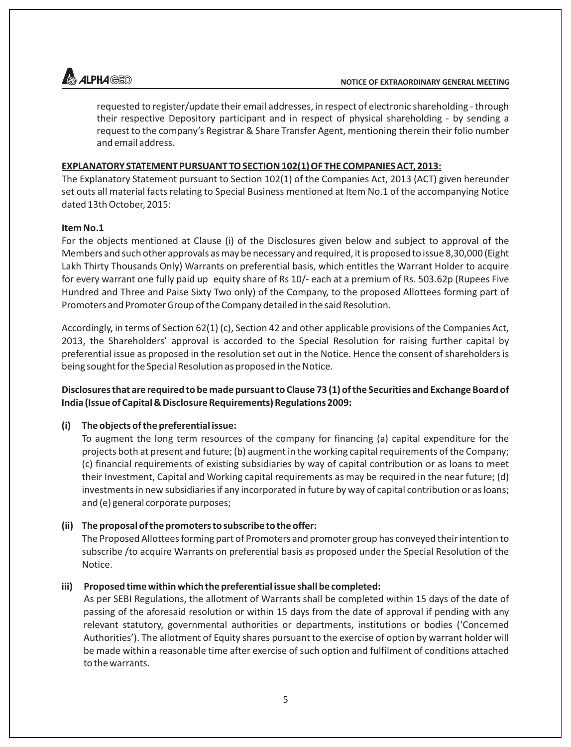requested to register/update their email addresses, in respect of electronic shareholding - through their respective Depository participant and in respect of physical shareholding - by sending a request to the company's Registrar & Share Transfer Agent, mentioning therein their folio number and email address.

**EXPLANATORY STATEMENT PURSUANT TO SECTION 102(1) OF THE COMPANIES ACT, 2013:**

The Explanatory Statement pursuant to Section 102(1) of the Companies Act, 2013 (ACT) given hereunder set outs all material facts relating to Special Business mentioned at Item No.1 of the accompanying Notice dated 13th October, 2015:

**Item No.1**

For the objects mentioned at Clause (i) of the Disclosures given below and subject to approval of the Members and such other approvals as may be necessary and required, it is proposed to issue 8,30,000 (Eight Lakh Thirty Thousands Only) Warrants on preferential basis, which entitles the Warrant Holder to acquire for every warrant one fully paid up equity share of Rs 10/- each at a premium of Rs. 503.62p (Rupees Five Hundred and Three and Paise Sixty Two only) of the Company, to the proposed Allottees forming part of Promoters and Promoter Group of the Company detailed in the said Resolution.

Accordingly, in terms of Section 62(1) (c), Section 42 and other applicable provisions of the Companies Act, 2013, the Shareholders' approval is accorded to the Special Resolution for raising further capital by preferential issue as proposed in the resolution set out in the Notice. Hence the consent of shareholders is being sought for the Special Resolution as proposed in the Notice.

**Disclosures that are required to be made pursuant to Clause 73 (1) of the Securities and Exchange Board of India (Issue of Capital & Disclosure Requirements) Regulations 2009:**

**(i) The objects of the preferential issue:**

To augment the long term resources of the company for financing (a) capital expenditure for the projects both at present and future; (b) augment in the working capital requirements of the Company; (c) financial requirements of existing subsidiaries by way of capital contribution or as loans to meet their Investment, Capital and Working capital requirements as may be required in the near future; (d) investments in new subsidiaries if any incorporated in future by way of capital contribution or as loans; and (e) general corporate purposes;

**(ii) The proposal of the promoters to subscribe to the offer:**

The Proposed Allottees forming part of Promoters and promoter group has conveyed their intention to subscribe /to acquire Warrants on preferential basis as proposed under the Special Resolution of the Notice.

**iii) Proposed time within which the preferential issue shall be completed:**

As per SEBI Regulations, the allotment of Warrants shall be completed within 15 days of the date of passing of the aforesaid resolution or within 15 days from the date of approval if pending with any relevant statutory, governmental authorities or departments, institutions or bodies ('Concerned Authorities'). The allotment of Equity shares pursuant to the exercise of option by warrant holder will be made within a reasonable time after exercise of such option and fulfilment of conditions attached to the warrants.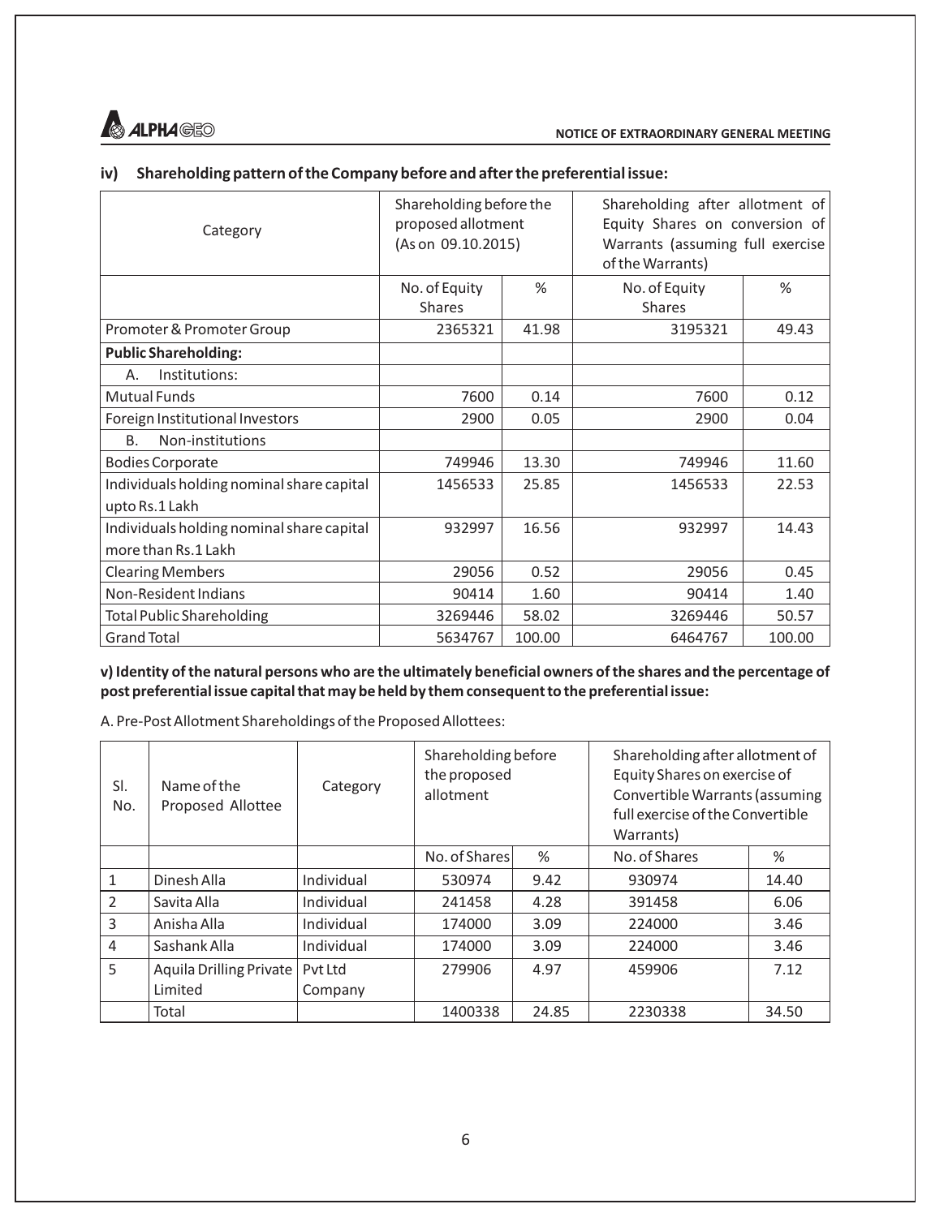### iv) Shareholding pattern of the Company before and after the preferential issue:

| Category | Shareholding before the proposed allotment (As on 09.10.2015) | | Shareholding after allotment of Equity Shares on conversion of Warrants (assuming full exercise of the Warrants) | |
|---|---|---|---|---|
| | No. of Equity Shares | % | No. of Equity Shares | % |
| Promoter & Promoter Group | 2365321 | 41.98 | 3195321 | 49.43 |
| **Public Shareholding:** | | | | |
| A. Institutions: | | | | |
| Mutual Funds | 7600 | 0.14 | 7600 | 0.12 |
| Foreign Institutional Investors | 2900 | 0.05 | 2900 | 0.04 |
| B. Non-institutions | | | | |
| Bodies Corporate | 749946 | 13.30 | 749946 | 11.60 |
| Individuals holding nominal share capital upto Rs.1 Lakh | 1456533 | 25.85 | 1456533 | 22.53 |
| Individuals holding nominal share capital more than Rs.1 Lakh | 932997 | 16.56 | 932997 | 14.43 |
| Clearing Members | 29056 | 0.52 | 29056 | 0.45 |
| Non-Resident Indians | 90414 | 1.60 | 90414 | 1.40 |
| Total Public Shareholding | 3269446 | 58.02 | 3269446 | 50.57 |
| Grand Total | 5634767 | 100.00 | 6464767 | 100.00 |

**v) Identity of the natural persons who are the ultimately beneficial owners of the shares and the percentage of post preferential issue capital that may be held by them consequent to the preferential issue:**

A. Pre-Post Allotment Shareholdings of the Proposed Allottees:

| Sl. No. | Name of the Proposed Allottee | Category | Shareholding before the proposed allotment | | Shareholding after allotment of Equity Shares on exercise of Convertible Warrants (assuming full exercise of the Convertible Warrants) | |
|---|---|---|---|---|---|---|
| | | | No. of Shares | % | No. of Shares | % |
| 1 | Dinesh Alla | Individual | 530974 | 9.42 | 930974 | 14.40 |
| 2 | Savita Alla | Individual | 241458 | 4.28 | 391458 | 6.06 |
| 3 | Anisha Alla | Individual | 174000 | 3.09 | 224000 | 3.46 |
| 4 | Sashank Alla | Individual | 174000 | 3.09 | 224000 | 3.46 |
| 5 | Aquila Drilling Private Limited | Pvt Ltd Company | 279906 | 4.97 | 459906 | 7.12 |
| | Total | | 1400338 | 24.85 | 2230338 | 34.50 |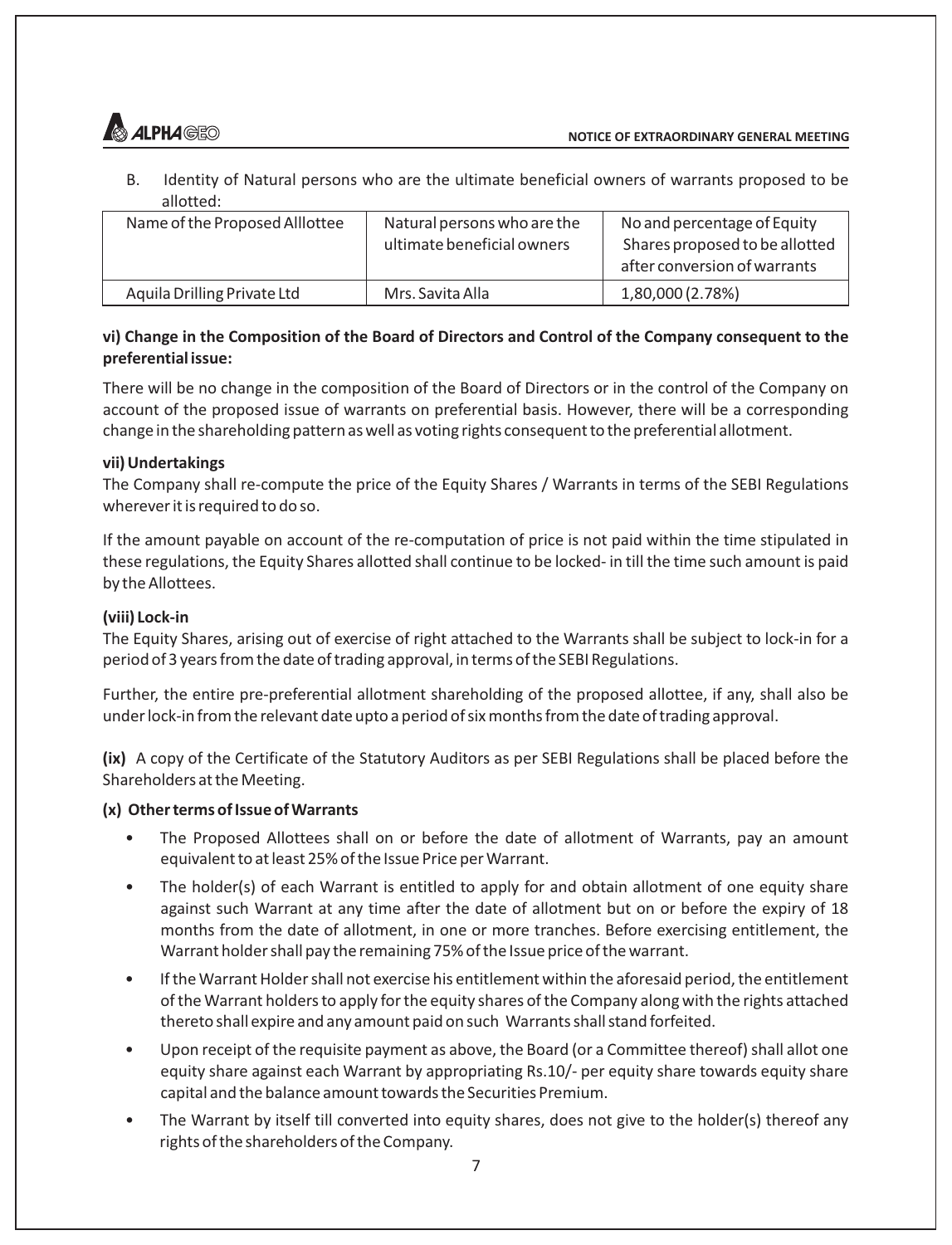B. Identity of Natural persons who are the ultimate beneficial owners of warrants proposed to be allotted:

| Name of the Proposed Alllottee | Natural persons who are the ultimate beneficial owners | No and percentage of Equity Shares proposed to be allotted after conversion of warrants |
|---|---|---|
| Aquila Drilling Private Ltd | Mrs. Savita Alla | 1,80,000 (2.78%) |

**vi) Change in the Composition of the Board of Directors and Control of the Company consequent to the preferential issue:**

There will be no change in the composition of the Board of Directors or in the control of the Company on account of the proposed issue of warrants on preferential basis. However, there will be a corresponding change in the shareholding pattern as well as voting rights consequent to the preferential allotment.

**vii) Undertakings**

The Company shall re-compute the price of the Equity Shares / Warrants in terms of the SEBI Regulations wherever it is required to do so.

If the amount payable on account of the re-computation of price is not paid within the time stipulated in these regulations, the Equity Shares allotted shall continue to be locked- in till the time such amount is paid by the Allottees.

**(viii) Lock-in**

The Equity Shares, arising out of exercise of right attached to the Warrants shall be subject to lock-in for a period of 3 years from the date of trading approval, in terms of the SEBI Regulations.

Further, the entire pre-preferential allotment shareholding of the proposed allottee, if any, shall also be under lock-in from the relevant date upto a period of six months from the date of trading approval.

**(ix)** A copy of the Certificate of the Statutory Auditors as per SEBI Regulations shall be placed before the Shareholders at the Meeting.

**(x) Other terms of Issue of Warrants**

- The Proposed Allottees shall on or before the date of allotment of Warrants, pay an amount equivalent to at least 25% of the Issue Price per Warrant.
- The holder(s) of each Warrant is entitled to apply for and obtain allotment of one equity share against such Warrant at any time after the date of allotment but on or before the expiry of 18 months from the date of allotment, in one or more tranches. Before exercising entitlement, the Warrant holder shall pay the remaining 75% of the Issue price of the warrant.
- If the Warrant Holder shall not exercise his entitlement within the aforesaid period, the entitlement of the Warrant holders to apply for the equity shares of the Company along with the rights attached thereto shall expire and any amount paid on such Warrants shall stand forfeited.
- Upon receipt of the requisite payment as above, the Board (or a Committee thereof) shall allot one equity share against each Warrant by appropriating Rs.10/- per equity share towards equity share capital and the balance amount towards the Securities Premium.
- The Warrant by itself till converted into equity shares, does not give to the holder(s) thereof any rights of the shareholders of the Company.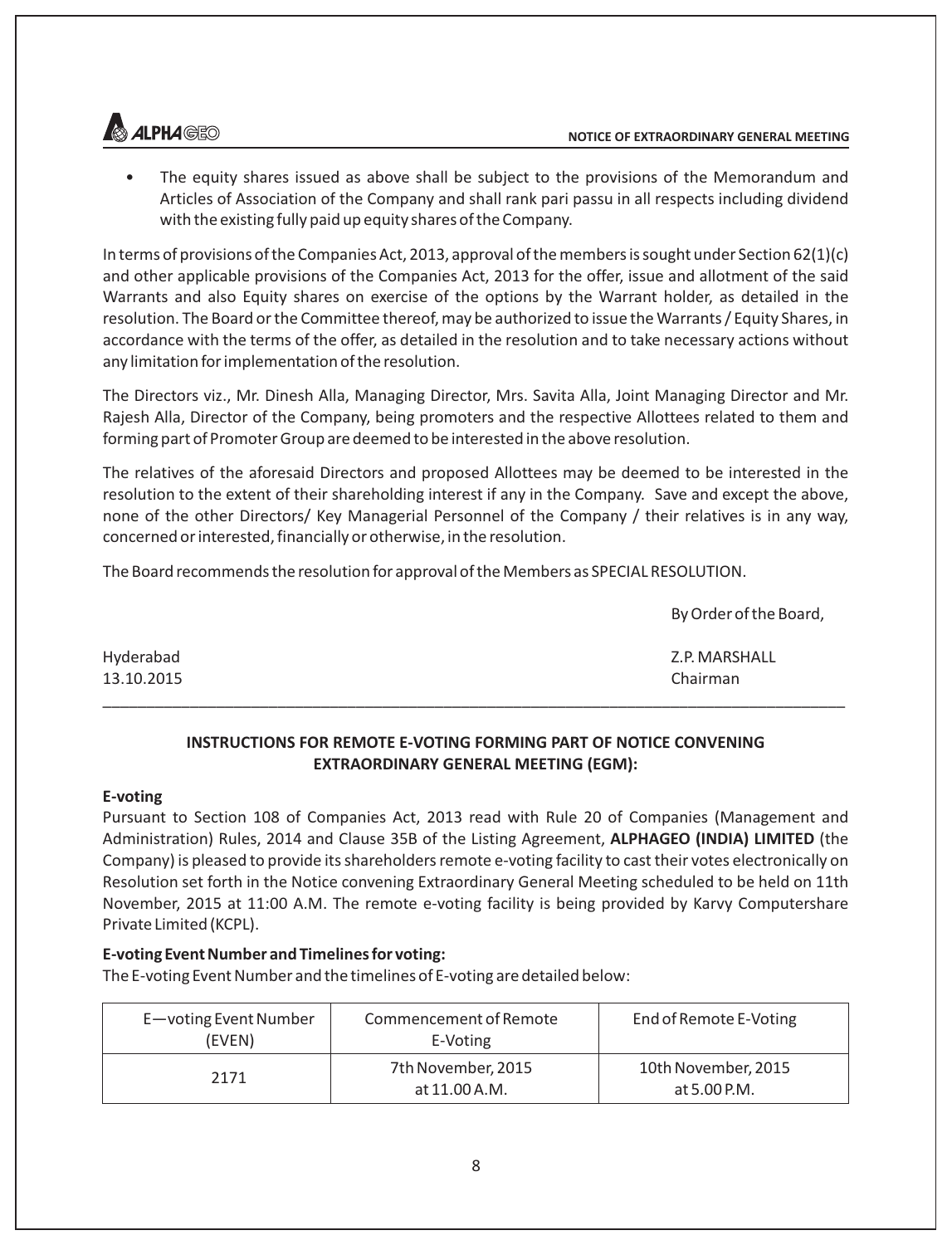- The equity shares issued as above shall be subject to the provisions of the Memorandum and Articles of Association of the Company and shall rank pari passu in all respects including dividend with the existing fully paid up equity shares of the Company.

In terms of provisions of the Companies Act, 2013, approval of the members is sought under Section 62(1)(c) and other applicable provisions of the Companies Act, 2013 for the offer, issue and allotment of the said Warrants and also Equity shares on exercise of the options by the Warrant holder, as detailed in the resolution. The Board or the Committee thereof, may be authorized to issue the Warrants / Equity Shares, in accordance with the terms of the offer, as detailed in the resolution and to take necessary actions without any limitation for implementation of the resolution.

The Directors viz., Mr. Dinesh Alla, Managing Director, Mrs. Savita Alla, Joint Managing Director and Mr. Rajesh Alla, Director of the Company, being promoters and the respective Allottees related to them and forming part of Promoter Group are deemed to be interested in the above resolution.

The relatives of the aforesaid Directors and proposed Allottees may be deemed to be interested in the resolution to the extent of their shareholding interest if any in the Company. Save and except the above, none of the other Directors/ Key Managerial Personnel of the Company / their relatives is in any way, concerned or interested, financially or otherwise, in the resolution.

The Board recommends the resolution for approval of the Members as SPECIAL RESOLUTION.

By Order of the Board,

Hyderabad
13.10.2015

Z.P. MARSHALL
Chairman

---

## INSTRUCTIONS FOR REMOTE E-VOTING FORMING PART OF NOTICE CONVENING EXTRAORDINARY GENERAL MEETING (EGM):

**E-voting**

Pursuant to Section 108 of Companies Act, 2013 read with Rule 20 of Companies (Management and Administration) Rules, 2014 and Clause 35B of the Listing Agreement, **ALPHAGEO (INDIA) LIMITED** (the Company) is pleased to provide its shareholders remote e-voting facility to cast their votes electronically on Resolution set forth in the Notice convening Extraordinary General Meeting scheduled to be held on 11th November, 2015 at 11:00 A.M. The remote e-voting facility is being provided by Karvy Computershare Private Limited (KCPL).

**E-voting Event Number and Timelines for voting:**

The E-voting Event Number and the timelines of E-voting are detailed below:

| E—voting Event Number (EVEN) | Commencement of Remote E-Voting | End of Remote E-Voting |
|---|---|---|
| 2171 | 7th November, 2015 at 11.00 A.M. | 10th November, 2015 at 5.00 P.M. |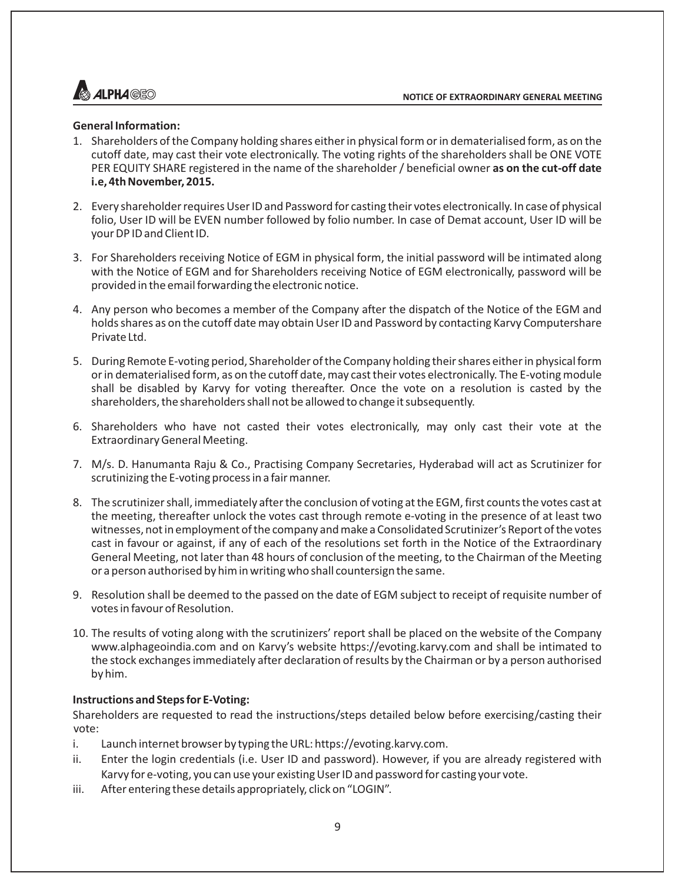**General Information:**

1. Shareholders of the Company holding shares either in physical form or in dematerialised form, as on the cutoff date, may cast their vote electronically. The voting rights of the shareholders shall be ONE VOTE PER EQUITY SHARE registered in the name of the shareholder / beneficial owner **as on the cut-off date i.e, 4th November, 2015.**

2. Every shareholder requires User ID and Password for casting their votes electronically. In case of physical folio, User ID will be EVEN number followed by folio number. In case of Demat account, User ID will be your DP ID and Client ID.

3. For Shareholders receiving Notice of EGM in physical form, the initial password will be intimated along with the Notice of EGM and for Shareholders receiving Notice of EGM electronically, password will be provided in the email forwarding the electronic notice.

4. Any person who becomes a member of the Company after the dispatch of the Notice of the EGM and holds shares as on the cutoff date may obtain User ID and Password by contacting Karvy Computershare Private Ltd.

5. During Remote E-voting period, Shareholder of the Company holding their shares either in physical form or in dematerialised form, as on the cutoff date, may cast their votes electronically. The E-voting module shall be disabled by Karvy for voting thereafter. Once the vote on a resolution is casted by the shareholders, the shareholders shall not be allowed to change it subsequently.

6. Shareholders who have not casted their votes electronically, may only cast their vote at the Extraordinary General Meeting.

7. M/s. D. Hanumanta Raju & Co., Practising Company Secretaries, Hyderabad will act as Scrutinizer for scrutinizing the E-voting process in a fair manner.

8. The scrutinizer shall, immediately after the conclusion of voting at the EGM, first counts the votes cast at the meeting, thereafter unlock the votes cast through remote e-voting in the presence of at least two witnesses, not in employment of the company and make a Consolidated Scrutinizer's Report of the votes cast in favour or against, if any of each of the resolutions set forth in the Notice of the Extraordinary General Meeting, not later than 48 hours of conclusion of the meeting, to the Chairman of the Meeting or a person authorised by him in writing who shall countersign the same.

9. Resolution shall be deemed to the passed on the date of EGM subject to receipt of requisite number of votes in favour of Resolution.

10. The results of voting along with the scrutinizers' report shall be placed on the website of the Company www.alphageoindia.com and on Karvy's website https://evoting.karvy.com and shall be intimated to the stock exchanges immediately after declaration of results by the Chairman or by a person authorised by him.

**Instructions and Steps for E-Voting:**

Shareholders are requested to read the instructions/steps detailed below before exercising/casting their vote:

i. Launch internet browser by typing the URL: https://evoting.karvy.com.

ii. Enter the login credentials (i.e. User ID and password). However, if you are already registered with Karvy for e-voting, you can use your existing User ID and password for casting your vote.

iii. After entering these details appropriately, click on "LOGIN".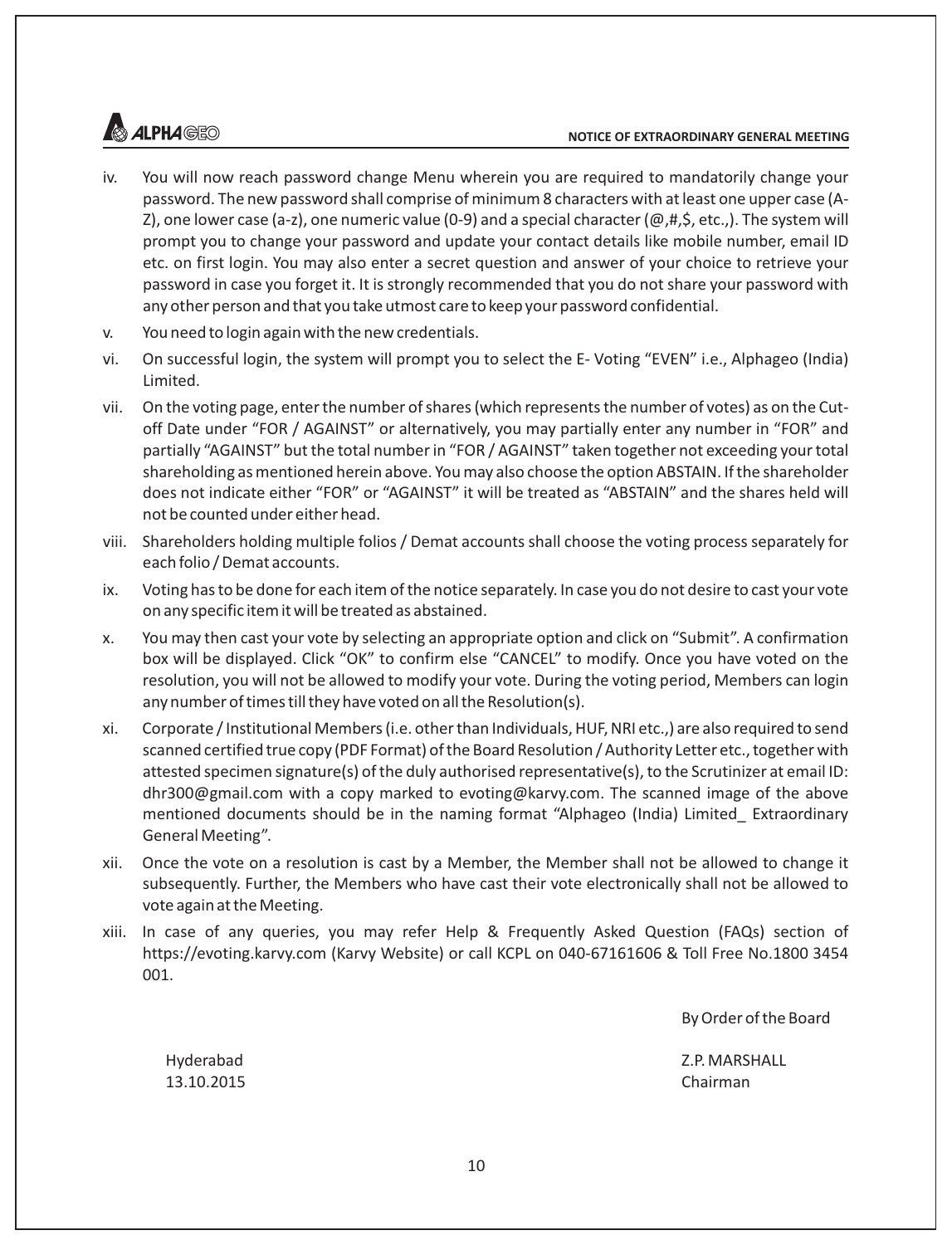iv. You will now reach password change Menu wherein you are required to mandatorily change your password. The new password shall comprise of minimum 8 characters with at least one upper case (A-Z), one lower case (a-z), one numeric value (0-9) and a special character (@,#,$, etc.,). The system will prompt you to change your password and update your contact details like mobile number, email ID etc. on first login. You may also enter a secret question and answer of your choice to retrieve your password in case you forget it. It is strongly recommended that you do not share your password with any other person and that you take utmost care to keep your password confidential.

v. You need to login again with the new credentials.

vi. On successful login, the system will prompt you to select the E- Voting "EVEN" i.e., Alphageo (India) Limited.

vii. On the voting page, enter the number of shares (which represents the number of votes) as on the Cut-off Date under "FOR / AGAINST" or alternatively, you may partially enter any number in "FOR" and partially "AGAINST" but the total number in "FOR / AGAINST" taken together not exceeding your total shareholding as mentioned herein above. You may also choose the option ABSTAIN. If the shareholder does not indicate either "FOR" or "AGAINST" it will be treated as "ABSTAIN" and the shares held will not be counted under either head.

viii. Shareholders holding multiple folios / Demat accounts shall choose the voting process separately for each folio / Demat accounts.

ix. Voting has to be done for each item of the notice separately. In case you do not desire to cast your vote on any specific item it will be treated as abstained.

x. You may then cast your vote by selecting an appropriate option and click on "Submit". A confirmation box will be displayed. Click "OK" to confirm else "CANCEL" to modify. Once you have voted on the resolution, you will not be allowed to modify your vote. During the voting period, Members can login any number of times till they have voted on all the Resolution(s).

xi. Corporate / Institutional Members (i.e. other than Individuals, HUF, NRI etc.,) are also required to send scanned certified true copy (PDF Format) of the Board Resolution / Authority Letter etc., together with attested specimen signature(s) of the duly authorised representative(s), to the Scrutinizer at email ID: dhr300@gmail.com with a copy marked to evoting@karvy.com. The scanned image of the above mentioned documents should be in the naming format "Alphageo (India) Limited_ Extraordinary General Meeting".

xii. Once the vote on a resolution is cast by a Member, the Member shall not be allowed to change it subsequently. Further, the Members who have cast their vote electronically shall not be allowed to vote again at the Meeting.

xiii. In case of any queries, you may refer Help & Frequently Asked Question (FAQs) section of https://evoting.karvy.com (Karvy Website) or call KCPL on 040-67161606 & Toll Free No.1800 3454 001.

By Order of the Board

Hyderabad
13.10.2015

Z.P. MARSHALL
Chairman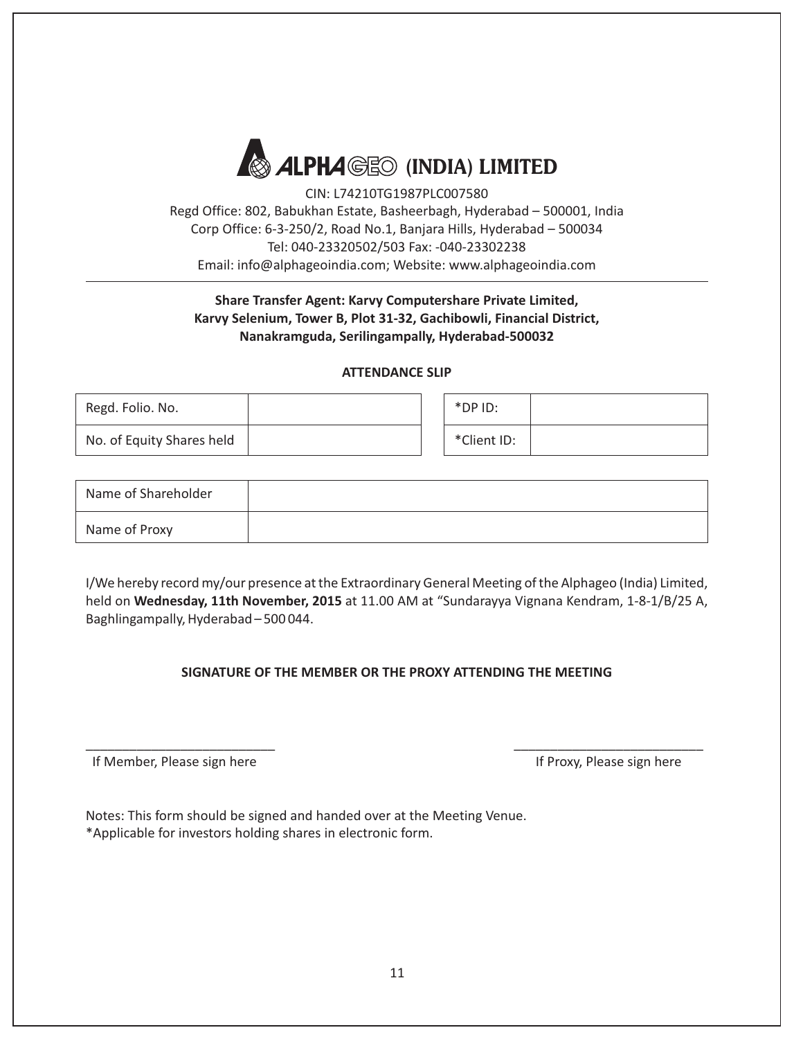# ALPHAGEO (INDIA) LIMITED

CIN: L74210TG1987PLC007580
Regd Office: 802, Babukhan Estate, Basheerbagh, Hyderabad – 500001, India
Corp Office: 6-3-250/2, Road No.1, Banjara Hills, Hyderabad – 500034
Tel: 040-23320502/503 Fax: -040-23302238
Email: info@alphageoindia.com; Website: www.alphageoindia.com

**Share Transfer Agent: Karvy Computershare Private Limited, Karvy Selenium, Tower B, Plot 31-32, Gachibowli, Financial District, Nanakramguda, Serilingampally, Hyderabad-500032**

**ATTENDANCE SLIP**

| Regd. Folio. No. | |
|---|---|
| No. of Equity Shares held | |

| *DP ID: | |
|---|---|
| *Client ID: | |

| Name of Shareholder | |
|---|---|
| Name of Proxy | |

I/We hereby record my/our presence at the Extraordinary General Meeting of the Alphageo (India) Limited, held on **Wednesday, 11th November, 2015** at 11.00 AM at "Sundarayya Vignana Kendram, 1-8-1/B/25 A, Baghlingampally, Hyderabad – 500 044.

**SIGNATURE OF THE MEMBER OR THE PROXY ATTENDING THE MEETING**

\_\_\_\_\_\_\_\_\_\_\_\_\_\_\_\_\_\_\_\_\_\_\_\_\_\_
If Member, Please sign here

\_\_\_\_\_\_\_\_\_\_\_\_\_\_\_\_\_\_\_\_\_\_\_\_\_\_
If Proxy, Please sign here

Notes: This form should be signed and handed over at the Meeting Venue.
*Applicable for investors holding shares in electronic form.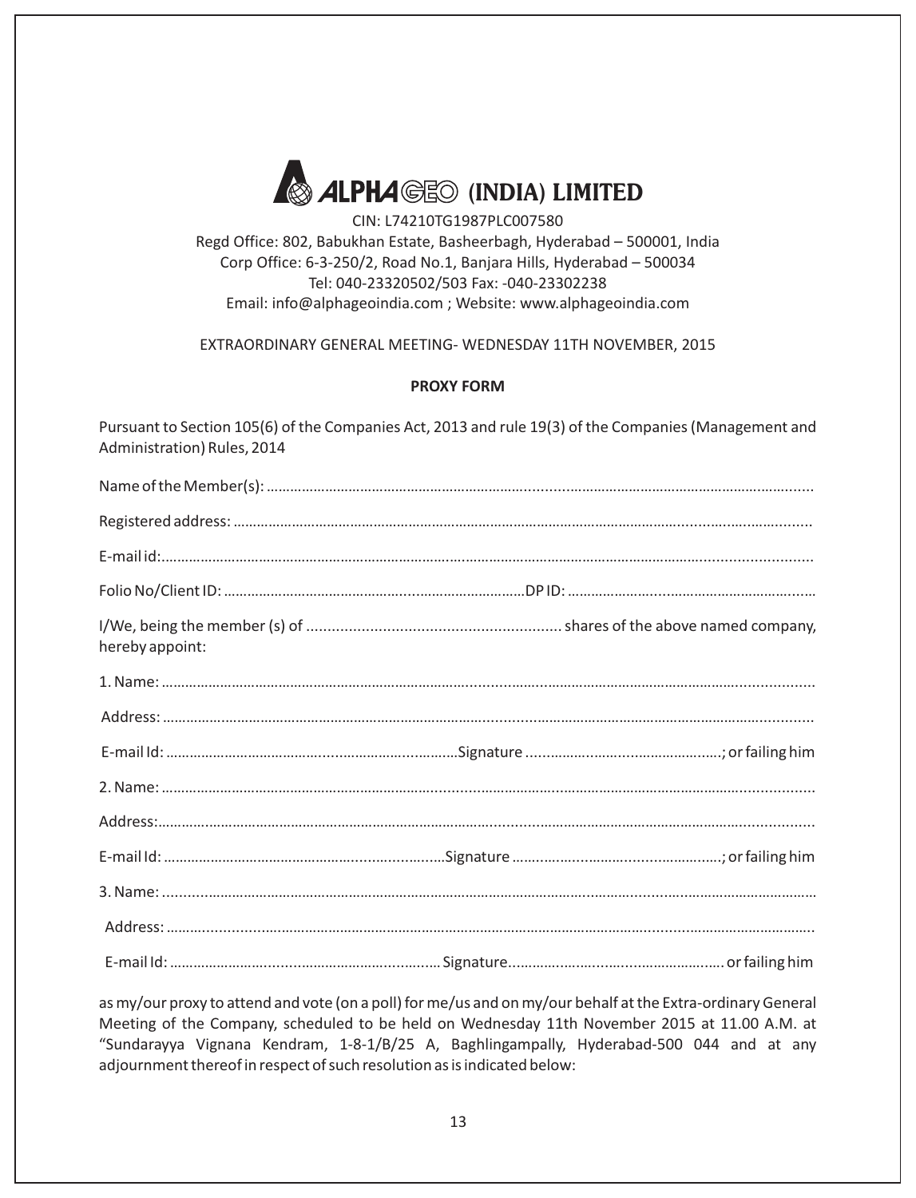# ALPHAGEO (INDIA) LIMITED

CIN: L74210TG1987PLC007580

Regd Office: 802, Babukhan Estate, Basheerbagh, Hyderabad – 500001, India

Corp Office: 6-3-250/2, Road No.1, Banjara Hills, Hyderabad – 500034

Tel: 040-23320502/503 Fax: -040-23302238

Email: info@alphageoindia.com ; Website: www.alphageoindia.com

EXTRAORDINARY GENERAL MEETING- WEDNESDAY 11TH NOVEMBER, 2015

**PROXY FORM**

Pursuant to Section 105(6) of the Companies Act, 2013 and rule 19(3) of the Companies (Management and Administration) Rules, 2014

Name of the Member(s): ..............................................................................................................................

Registered address: ....................................................................................................................................

E-mail id:.....................................................................................................................................................

Folio No/Client ID: ..............................................................................DP ID: ..............................................................

I/We, being the member (s) of ............................................................ shares of the above named company, hereby appoint:

1. Name: ......................................................................................................................................................

Address: .....................................................................................................................................................

E-mail Id: .........................................................................Signature ................................................; or failing him

2. Name: ......................................................................................................................................................

Address:.....................................................................................................................................................

E-mail Id: .........................................................................Signature ................................................; or failing him

3. Name: ......................................................................................................................................................

Address: .....................................................................................................................................................

E-mail Id: ......................................................................... Signature................................................ or failing him

as my/our proxy to attend and vote (on a poll) for me/us and on my/our behalf at the Extra-ordinary General Meeting of the Company, scheduled to be held on Wednesday 11th November 2015 at 11.00 A.M. at "Sundarayya Vignana Kendram, 1-8-1/B/25 A, Baghlingampally, Hyderabad-500 044 and at any adjournment thereof in respect of such resolution as is indicated below: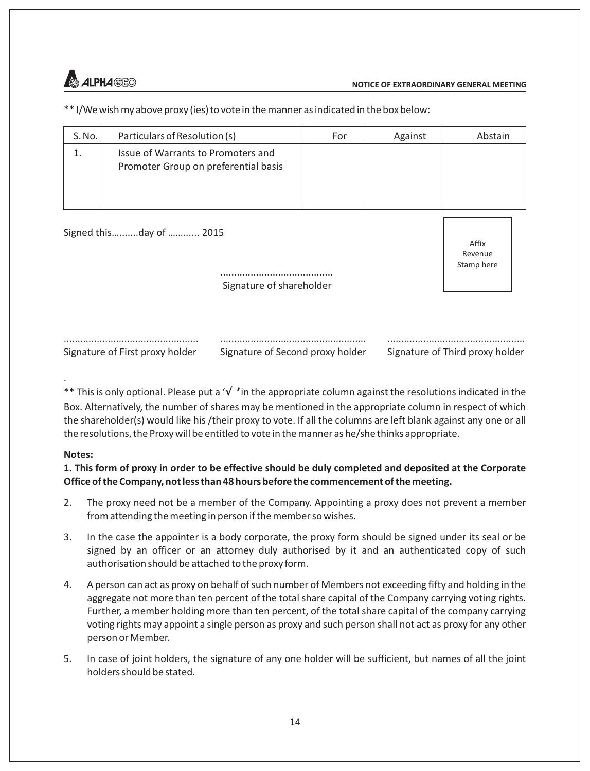** I/We wish my above proxy (ies) to vote in the manner as indicated in the box below:

| S. No. | Particulars of Resolution (s) | For | Against | Abstain |
|---|---|---|---|---|
| 1. | Issue of Warrants to Promoters and Promoter Group on preferential basis | | | |

Signed this..........day of ............ 2015

Affix Revenue Stamp here

.........................................
Signature of shareholder

................................................. Signature of First proxy holder

..................................................... Signature of Second proxy holder

.................................................. Signature of Third proxy holder

** This is only optional. Please put a '√ ' in the appropriate column against the resolutions indicated in the Box. Alternatively, the number of shares may be mentioned in the appropriate column in respect of which the shareholder(s) would like his /their proxy to vote. If all the columns are left blank against any one or all the resolutions, the Proxy will be entitled to vote in the manner as he/she thinks appropriate.

**Notes:**

**1. This form of proxy in order to be effective should be duly completed and deposited at the Corporate Office of the Company, not less than 48 hours before the commencement of the meeting.**

2. The proxy need not be a member of the Company. Appointing a proxy does not prevent a member from attending the meeting in person if the member so wishes.

3. In the case the appointer is a body corporate, the proxy form should be signed under its seal or be signed by an officer or an attorney duly authorised by it and an authenticated copy of such authorisation should be attached to the proxy form.

4. A person can act as proxy on behalf of such number of Members not exceeding fifty and holding in the aggregate not more than ten percent of the total share capital of the Company carrying voting rights. Further, a member holding more than ten percent, of the total share capital of the company carrying voting rights may appoint a single person as proxy and such person shall not act as proxy for any other person or Member.

5. In case of joint holders, the signature of any one holder will be sufficient, but names of all the joint holders should be stated.